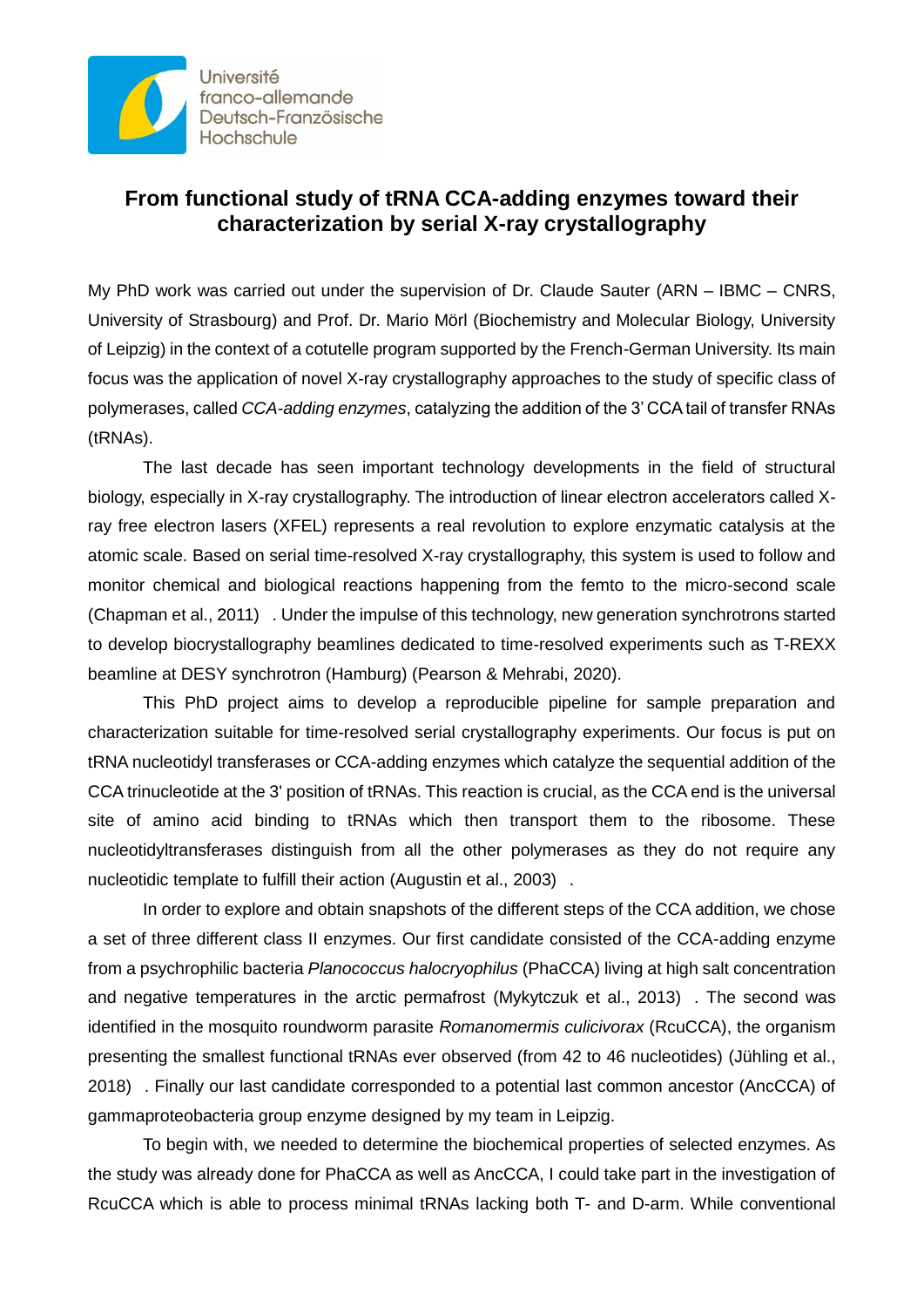Université franco-allemande Deutsch-Französische Hochschule

# From functional study of tRNA CCA-adding enzymes toward their characterization by serial X-ray crystallography

My PhD work was carried out under the supervision of Dr. Claude Sauter (ARN – IBMC – CNRS, University of Strasbourg) and Prof. Dr. Mario Mörl (Biochemistry and Molecular Biology, University of Leipzig) in the context of a cotutelle program supported by the French-German University. Its main focus was the application of novel X-ray crystallography approaches to the study of specific class of polymerases, called *CCA-adding enzymes*, catalyzing the addition of the 3' CCA tail of transfer RNAs (tRNAs).

The last decade has seen important technology developments in the field of structural biology, especially in X-ray crystallography. The introduction of linear electron accelerators called X-ray free electron lasers (XFEL) represents a real revolution to explore enzymatic catalysis at the atomic scale. Based on serial time-resolved X-ray crystallography, this system is used to follow and monitor chemical and biological reactions happening from the femto to the micro-second scale (Chapman et al., 2011) . Under the impulse of this technology, new generation synchrotrons started to develop biocrystallography beamlines dedicated to time-resolved experiments such as T-REXX beamline at DESY synchrotron (Hamburg) (Pearson & Mehrabi, 2020).

This PhD project aims to develop a reproducible pipeline for sample preparation and characterization suitable for time-resolved serial crystallography experiments. Our focus is put on tRNA nucleotidyl transferases or CCA-adding enzymes which catalyze the sequential addition of the CCA trinucleotide at the 3' position of tRNAs. This reaction is crucial, as the CCA end is the universal site of amino acid binding to tRNAs which then transport them to the ribosome. These nucleotidyltransferases distinguish from all the other polymerases as they do not require any nucleotidic template to fulfill their action (Augustin et al., 2003) .

In order to explore and obtain snapshots of the different steps of the CCA addition, we chose a set of three different class II enzymes. Our first candidate consisted of the CCA-adding enzyme from a psychrophilic bacteria *Planococcus halocryophilus* (PhaCCA) living at high salt concentration and negative temperatures in the arctic permafrost (Mykytczuk et al., 2013) . The second was identified in the mosquito roundworm parasite *Romanomermis culicivorax* (RcuCCA), the organism presenting the smallest functional tRNAs ever observed (from 42 to 46 nucleotides) (Jühling et al., 2018) . Finally our last candidate corresponded to a potential last common ancestor (AncCCA) of gammaproteobacteria group enzyme designed by my team in Leipzig.

To begin with, we needed to determine the biochemical properties of selected enzymes. As the study was already done for PhaCCA as well as AncCCA, I could take part in the investigation of RcuCCA which is able to process minimal tRNAs lacking both T- and D-arm. While conventional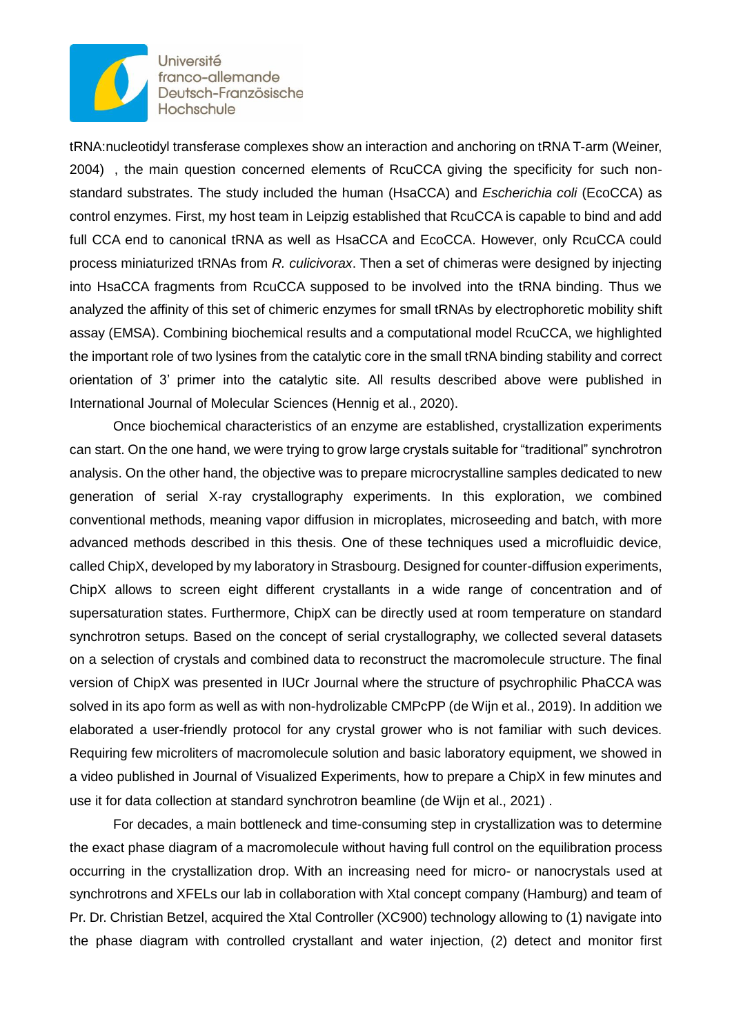tRNA:nucleotidyl transferase complexes show an interaction and anchoring on tRNA T-arm (Weiner, 2004) , the main question concerned elements of RcuCCA giving the specificity for such non-standard substrates. The study included the human (HsaCCA) and *Escherichia coli* (EcoCCA) as control enzymes. First, my host team in Leipzig established that RcuCCA is capable to bind and add full CCA end to canonical tRNA as well as HsaCCA and EcoCCA. However, only RcuCCA could process miniaturized tRNAs from *R. culicivorax*. Then a set of chimeras were designed by injecting into HsaCCA fragments from RcuCCA supposed to be involved into the tRNA binding. Thus we analyzed the affinity of this set of chimeric enzymes for small tRNAs by electrophoretic mobility shift assay (EMSA). Combining biochemical results and a computational model RcuCCA, we highlighted the important role of two lysines from the catalytic core in the small tRNA binding stability and correct orientation of 3' primer into the catalytic site. All results described above were published in International Journal of Molecular Sciences (Hennig et al., 2020).

Once biochemical characteristics of an enzyme are established, crystallization experiments can start. On the one hand, we were trying to grow large crystals suitable for "traditional" synchrotron analysis. On the other hand, the objective was to prepare microcrystalline samples dedicated to new generation of serial X-ray crystallography experiments. In this exploration, we combined conventional methods, meaning vapor diffusion in microplates, microseeding and batch, with more advanced methods described in this thesis. One of these techniques used a microfluidic device, called ChipX, developed by my laboratory in Strasbourg. Designed for counter-diffusion experiments, ChipX allows to screen eight different crystallants in a wide range of concentration and of supersaturation states. Furthermore, ChipX can be directly used at room temperature on standard synchrotron setups. Based on the concept of serial crystallography, we collected several datasets on a selection of crystals and combined data to reconstruct the macromolecule structure. The final version of ChipX was presented in IUCr Journal where the structure of psychrophilic PhaCCA was solved in its apo form as well as with non-hydrolizable CMPcPP (de Wijn et al., 2019). In addition we elaborated a user-friendly protocol for any crystal grower who is not familiar with such devices. Requiring few microliters of macromolecule solution and basic laboratory equipment, we showed in a video published in Journal of Visualized Experiments, how to prepare a ChipX in few minutes and use it for data collection at standard synchrotron beamline (de Wijn et al., 2021) .

For decades, a main bottleneck and time-consuming step in crystallization was to determine the exact phase diagram of a macromolecule without having full control on the equilibration process occurring in the crystallization drop. With an increasing need for micro- or nanocrystals used at synchrotrons and XFELs our lab in collaboration with Xtal concept company (Hamburg) and team of Pr. Dr. Christian Betzel, acquired the Xtal Controller (XC900) technology allowing to (1) navigate into the phase diagram with controlled crystallant and water injection, (2) detect and monitor first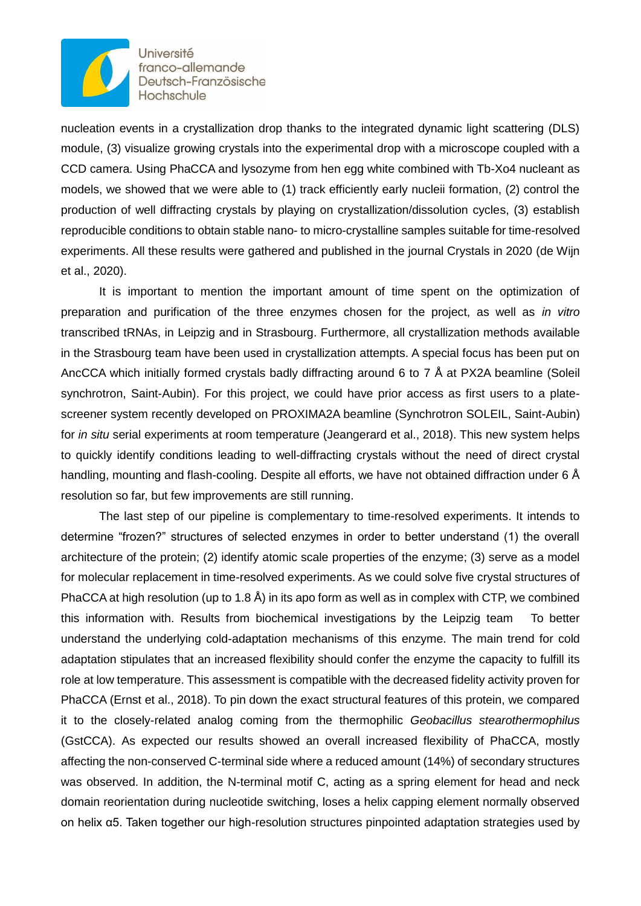nucleation events in a crystallization drop thanks to the integrated dynamic light scattering (DLS) module, (3) visualize growing crystals into the experimental drop with a microscope coupled with a CCD camera. Using PhaCCA and lysozyme from hen egg white combined with Tb-Xo4 nucleant as models, we showed that we were able to (1) track efficiently early nucleii formation, (2) control the production of well diffracting crystals by playing on crystallization/dissolution cycles, (3) establish reproducible conditions to obtain stable nano- to micro-crystalline samples suitable for time-resolved experiments. All these results were gathered and published in the journal Crystals in 2020 (de Wijn et al., 2020).

It is important to mention the important amount of time spent on the optimization of preparation and purification of the three enzymes chosen for the project, as well as *in vitro* transcribed tRNAs, in Leipzig and in Strasbourg. Furthermore, all crystallization methods available in the Strasbourg team have been used in crystallization attempts. A special focus has been put on AncCCA which initially formed crystals badly diffracting around 6 to 7 Å at PX2A beamline (Soleil synchrotron, Saint-Aubin). For this project, we could have prior access as first users to a plate-screener system recently developed on PROXIMA2A beamline (Synchrotron SOLEIL, Saint-Aubin) for *in situ* serial experiments at room temperature (Jeangerard et al., 2018). This new system helps to quickly identify conditions leading to well-diffracting crystals without the need of direct crystal handling, mounting and flash-cooling. Despite all efforts, we have not obtained diffraction under 6 Å resolution so far, but few improvements are still running.

The last step of our pipeline is complementary to time-resolved experiments. It intends to determine "frozen?" structures of selected enzymes in order to better understand (1) the overall architecture of the protein; (2) identify atomic scale properties of the enzyme; (3) serve as a model for molecular replacement in time-resolved experiments. As we could solve five crystal structures of PhaCCA at high resolution (up to 1.8 Å) in its apo form as well as in complex with CTP, we combined this information with. Results from biochemical investigations by the Leipzig team  To better understand the underlying cold-adaptation mechanisms of this enzyme. The main trend for cold adaptation stipulates that an increased flexibility should confer the enzyme the capacity to fulfill its role at low temperature. This assessment is compatible with the decreased fidelity activity proven for PhaCCA (Ernst et al., 2018). To pin down the exact structural features of this protein, we compared it to the closely-related analog coming from the thermophilic *Geobacillus stearothermophilus* (GstCCA). As expected our results showed an overall increased flexibility of PhaCCA, mostly affecting the non-conserved C-terminal side where a reduced amount (14%) of secondary structures was observed. In addition, the N-terminal motif C, acting as a spring element for head and neck domain reorientation during nucleotide switching, loses a helix capping element normally observed on helix α5. Taken together our high-resolution structures pinpointed adaptation strategies used by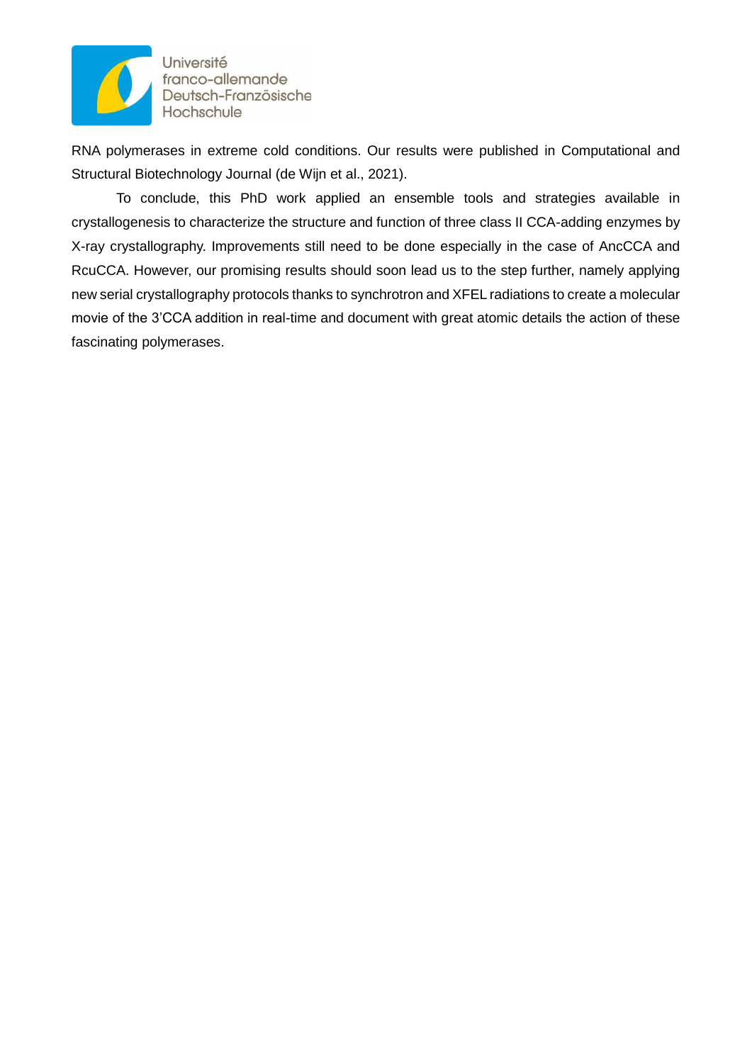RNA polymerases in extreme cold conditions. Our results were published in Computational and Structural Biotechnology Journal (de Wijn et al., 2021).

To conclude, this PhD work applied an ensemble tools and strategies available in crystallogenesis to characterize the structure and function of three class II CCA-adding enzymes by X-ray crystallography. Improvements still need to be done especially in the case of AncCCA and RcuCCA. However, our promising results should soon lead us to the step further, namely applying new serial crystallography protocols thanks to synchrotron and XFEL radiations to create a molecular movie of the 3'CCA addition in real-time and document with great atomic details the action of these fascinating polymerases.